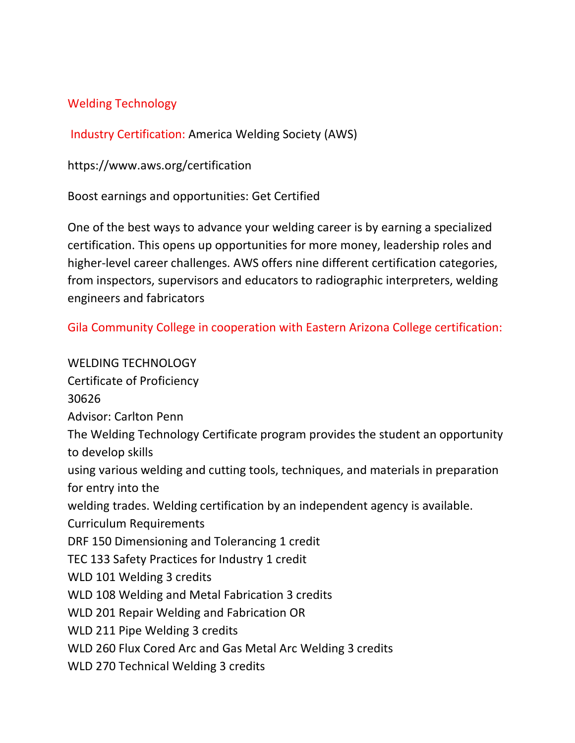## Welding Technology

**Industry Certification:** America Welding Society (AWS)

https://www.aws.org/certification

Boost earnings and opportunities: Get Certified

One of the best ways to advance your welding career is by earning a specialized certification. This opens up opportunities for more money, leadership roles and higher-level career challenges. AWS offers nine different certification categories, from inspectors, supervisors and educators to radiographic interpreters, welding engineers and fabricators

### Gila Community College in cooperation with Eastern Arizona College certification:

WELDING TECHNOLOGY
Certificate of Proficiency
30626
Advisor: Carlton Penn
The Welding Technology Certificate program provides the student an opportunity to develop skills
using various welding and cutting tools, techniques, and materials in preparation for entry into the
welding trades. Welding certification by an independent agency is available.
Curriculum Requirements
DRF 150 Dimensioning and Tolerancing 1 credit
TEC 133 Safety Practices for Industry 1 credit
WLD 101 Welding 3 credits
WLD 108 Welding and Metal Fabrication 3 credits
WLD 201 Repair Welding and Fabrication OR
WLD 211 Pipe Welding 3 credits
WLD 260 Flux Cored Arc and Gas Metal Arc Welding 3 credits
WLD 270 Technical Welding 3 credits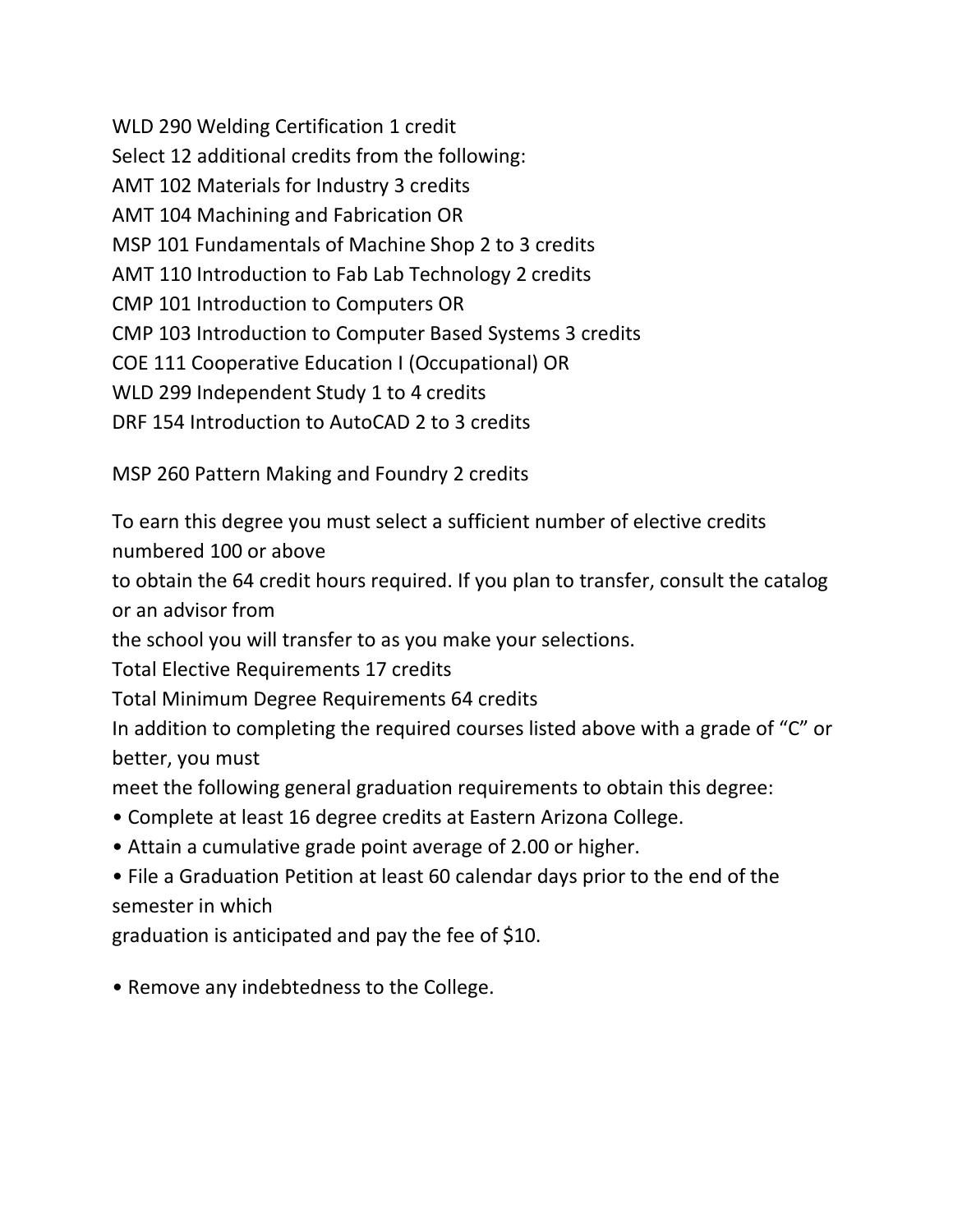WLD 290 Welding Certification 1 credit

Select 12 additional credits from the following:

AMT 102 Materials for Industry 3 credits

AMT 104 Machining and Fabrication OR

MSP 101 Fundamentals of Machine Shop 2 to 3 credits

AMT 110 Introduction to Fab Lab Technology 2 credits

CMP 101 Introduction to Computers OR

CMP 103 Introduction to Computer Based Systems 3 credits

COE 111 Cooperative Education I (Occupational) OR

WLD 299 Independent Study 1 to 4 credits

DRF 154 Introduction to AutoCAD 2 to 3 credits

MSP 260 Pattern Making and Foundry 2 credits

To earn this degree you must select a sufficient number of elective credits numbered 100 or above to obtain the 64 credit hours required. If you plan to transfer, consult the catalog or an advisor from the school you will transfer to as you make your selections.

Total Elective Requirements 17 credits

Total Minimum Degree Requirements 64 credits

In addition to completing the required courses listed above with a grade of "C" or better, you must meet the following general graduation requirements to obtain this degree:

- Complete at least 16 degree credits at Eastern Arizona College.
- Attain a cumulative grade point average of 2.00 or higher.
- File a Graduation Petition at least 60 calendar days prior to the end of the semester in which graduation is anticipated and pay the fee of $10.
- Remove any indebtedness to the College.